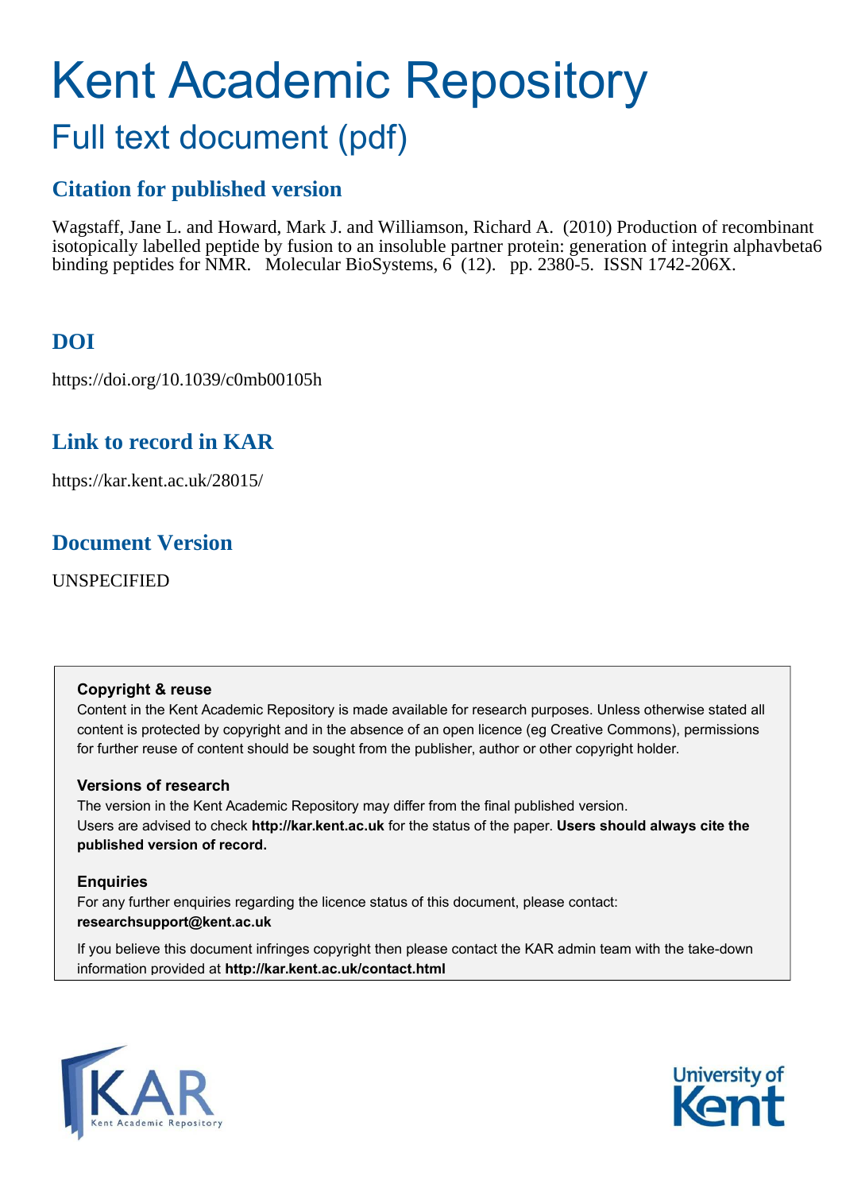# Kent Academic Repository

## Full text document (pdf)

### Citation for published version

Wagstaff, Jane L. and Howard, Mark J. and Williamson, Richard A. (2010) Production of recombinant isotopically labelled peptide by fusion to an insoluble partner protein: generation of integrin alphavbeta6 binding peptides for NMR. Molecular BioSystems, 6 (12). pp. 2380-5. ISSN 1742-206X.

### DOI

https://doi.org/10.1039/c0mb00105h

### Link to record in KAR

https://kar.kent.ac.uk/28015/

### Document Version

UNSPECIFIED

**Copyright & reuse**

Content in the Kent Academic Repository is made available for research purposes. Unless otherwise stated all content is protected by copyright and in the absence of an open licence (eg Creative Commons), permissions for further reuse of content should be sought from the publisher, author or other copyright holder.

**Versions of research**

The version in the Kent Academic Repository may differ from the final published version. Users are advised to check **http://kar.kent.ac.uk** for the status of the paper. **Users should always cite the published version of record.**

**Enquiries**

For any further enquiries regarding the licence status of this document, please contact: **researchsupport@kent.ac.uk**

If you believe this document infringes copyright then please contact the KAR admin team with the take-down information provided at **http://kar.kent.ac.uk/contact.html**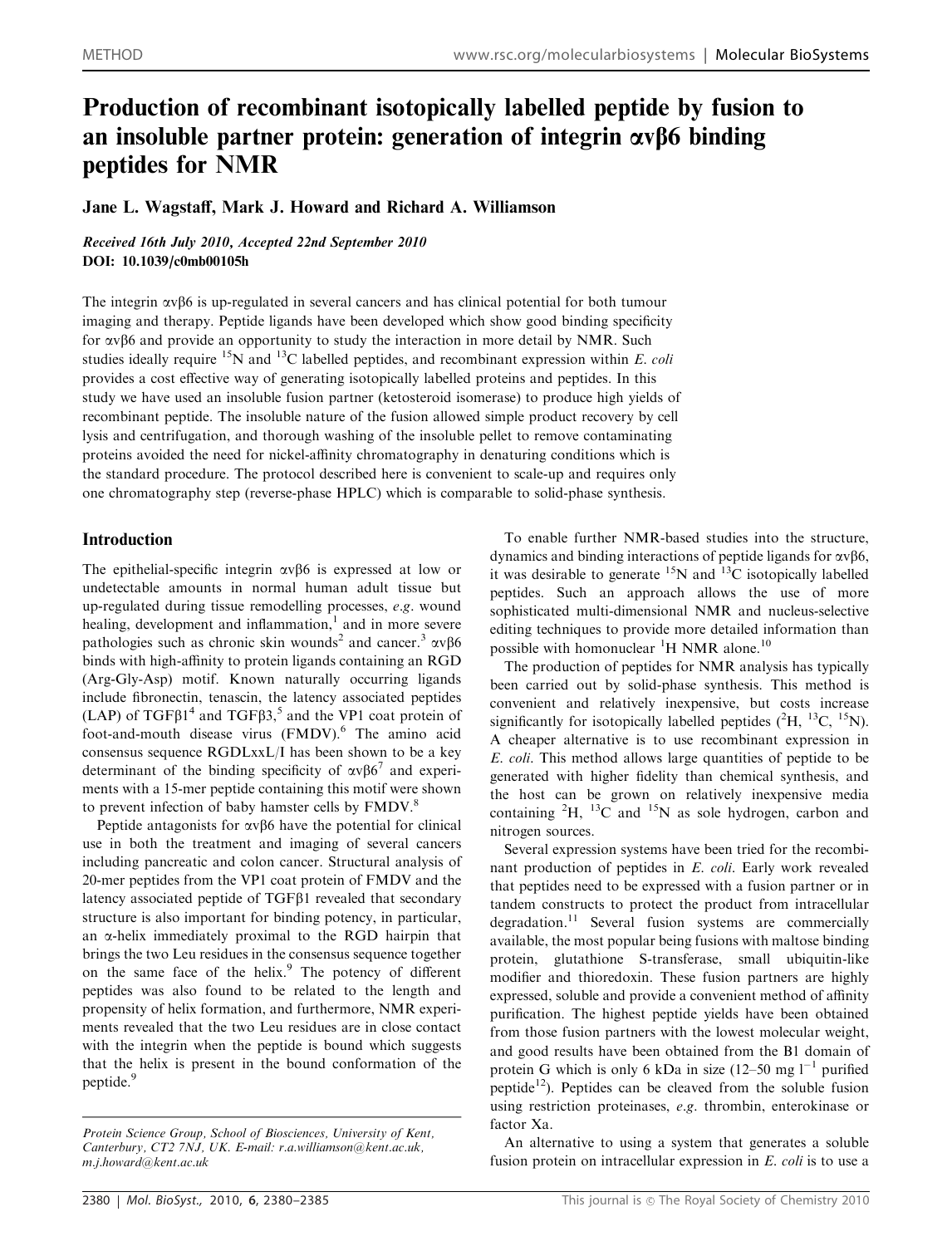# Production of recombinant isotopically labelled peptide by fusion to an insoluble partner protein: generation of integrin αvβ6 binding peptides for NMR

Jane L. Wagstaff, Mark J. Howard and Richard A. Williamson

*Received 16th July 2010, Accepted 22nd September 2010*
**DOI: 10.1039/c0mb00105h**

The integrin αvβ6 is up-regulated in several cancers and has clinical potential for both tumour imaging and therapy. Peptide ligands have been developed which show good binding specificity for αvβ6 and provide an opportunity to study the interaction in more detail by NMR. Such studies ideally require $^{15}$N and $^{13}$C labelled peptides, and recombinant expression within *E. coli* provides a cost effective way of generating isotopically labelled proteins and peptides. In this study we have used an insoluble fusion partner (ketosteroid isomerase) to produce high yields of recombinant peptide. The insoluble nature of the fusion allowed simple product recovery by cell lysis and centrifugation, and thorough washing of the insoluble pellet to remove contaminating proteins avoided the need for nickel-affinity chromatography in denaturing conditions which is the standard procedure. The protocol described here is convenient to scale-up and requires only one chromatography step (reverse-phase HPLC) which is comparable to solid-phase synthesis.

## Introduction

The epithelial-specific integrin αvβ6 is expressed at low or undetectable amounts in normal human adult tissue but up-regulated during tissue remodelling processes, *e.g.* wound healing, development and inflammation,[1] and in more severe pathologies such as chronic skin wounds[2] and cancer.[3] αvβ6 binds with high-affinity to protein ligands containing an RGD (Arg-Gly-Asp) motif. Known naturally occurring ligands include fibronectin, tenascin, the latency associated peptides (LAP) of TGFβ1[4] and TGFβ3,[5] and the VP1 coat protein of foot-and-mouth disease virus (FMDV).[6] The amino acid consensus sequence RGDLxxL/I has been shown to be a key determinant of the binding specificity of αvβ6[7] and experiments with a 15-mer peptide containing this motif were shown to prevent infection of baby hamster cells by FMDV.[8]

Peptide antagonists for αvβ6 have the potential for clinical use in both the treatment and imaging of several cancers including pancreatic and colon cancer. Structural analysis of 20-mer peptides from the VP1 coat protein of FMDV and the latency associated peptide of TGFβ1 revealed that secondary structure is also important for binding potency, in particular, an α-helix immediately proximal to the RGD hairpin that brings the two Leu residues in the consensus sequence together on the same face of the helix.[9] The potency of different peptides was also found to be related to the length and propensity of helix formation, and furthermore, NMR experiments revealed that the two Leu residues are in close contact with the integrin when the peptide is bound which suggests that the helix is present in the bound conformation of the peptide.[9]

To enable further NMR-based studies into the structure, dynamics and binding interactions of peptide ligands for αvβ6, it was desirable to generate $^{15}$N and $^{13}$C isotopically labelled peptides. Such an approach allows the use of more sophisticated multi-dimensional NMR and nucleus-selective editing techniques to provide more detailed information than possible with homonuclear $^{1}$H NMR alone.[10]

The production of peptides for NMR analysis has typically been carried out by solid-phase synthesis. This method is convenient and relatively inexpensive, but costs increase significantly for isotopically labelled peptides ($^{2}$H, $^{13}$C, $^{15}$N). A cheaper alternative is to use recombinant expression in *E. coli*. This method allows large quantities of peptide to be generated with higher fidelity than chemical synthesis, and the host can be grown on relatively inexpensive media containing $^{2}$H, $^{13}$C and $^{15}$N as sole hydrogen, carbon and nitrogen sources.

Several expression systems have been tried for the recombinant production of peptides in *E. coli*. Early work revealed that peptides need to be expressed with a fusion partner or in tandem constructs to protect the product from intracellular degradation.[11] Several fusion systems are commercially available, the most popular being fusions with maltose binding protein, glutathione S-transferase, small ubiquitin-like modifier and thioredoxin. These fusion partners are highly expressed, soluble and provide a convenient method of affinity purification. The highest peptide yields have been obtained from those fusion partners with the lowest molecular weight, and good results have been obtained from the B1 domain of protein G which is only 6 kDa in size (12–50 mg $l^{-1}$ purified peptide[12]). Peptides can be cleaved from the soluble fusion using restriction proteinases, *e.g.* thrombin, enterokinase or factor Xa.

An alternative to using a system that generates a soluble fusion protein on intracellular expression in *E. coli* is to use a

*Protein Science Group, School of Biosciences, University of Kent, Canterbury, CT2 7NJ, UK. E-mail: r.a.williamson@kent.ac.uk, m.j.howard@kent.ac.uk*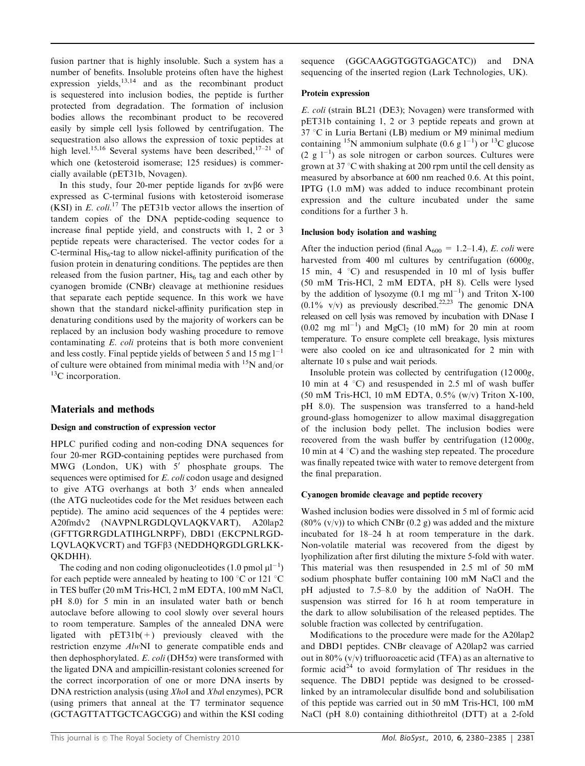fusion partner that is highly insoluble. Such a system has a number of benefits. Insoluble proteins often have the highest expression yields,[13,14] and as the recombinant product is sequestered into inclusion bodies, the peptide is further protected from degradation. The formation of inclusion bodies allows the recombinant product to be recovered easily by simple cell lysis followed by centrifugation. The sequestration also allows the expression of toxic peptides at high level.[15,16] Several systems have been described,[17–21] of which one (ketosteroid isomerase; 125 residues) is commercially available (pET31b, Novagen).

In this study, four 20-mer peptide ligands for αvβ6 were expressed as C-terminal fusions with ketosteroid isomerase (KSI) in *E. coli*.[17] The pET31b vector allows the insertion of tandem copies of the DNA peptide-coding sequence to increase final peptide yield, and constructs with 1, 2 or 3 peptide repeats were characterised. The vector codes for a C-terminal $His_6$-tag to allow nickel-affinity purification of the fusion protein in denaturing conditions. The peptides are then released from the fusion partner, $His_6$ tag and each other by cyanogen bromide (CNBr) cleavage at methionine residues that separate each peptide sequence. In this work we have shown that the standard nickel-affinity purification step in denaturing conditions used by the majority of workers can be replaced by an inclusion body washing procedure to remove contaminating *E. coli* proteins that is both more convenient and less costly. Final peptide yields of between 5 and 15 mg $l^{-1}$ of culture were obtained from minimal media with $^{15}N$ and/or $^{13}C$ incorporation.

## Materials and methods

### Design and construction of expression vector

HPLC purified coding and non-coding DNA sequences for four 20-mer RGD-containing peptides were purchased from MWG (London, UK) with 5′ phosphate groups. The sequences were optimised for *E. coli* codon usage and designed to give ATG overhangs at both 3′ ends when annealed (the ATG nucleotides code for the Met residues between each peptide). The amino acid sequences of the 4 peptides were: A20fmdv2 (NAVPNLRGDLQVLAQKVART), A20lap2 (GFTTGRRGDLATIHGLNRPF), DBD1 (EKCPNLRGDLQVLAQKVCRT) and TGFβ3 (NEDDHQRGDLGRLKKQKDHH).

The coding and non coding oligonucleotides (1.0 pmol $\mu l^{-1}$) for each peptide were annealed by heating to 100 °C or 121 °C in TES buffer (20 mM Tris-HCl, 2 mM EDTA, 100 mM NaCl, pH 8.0) for 5 min in an insulated water bath or bench autoclave before allowing to cool slowly over several hours to room temperature. Samples of the annealed DNA were ligated with pET31b(+) previously cleaved with the restriction enzyme *Alw*NI to generate compatible ends and then dephosphorylated. *E. coli* (DH5α) were transformed with the ligated DNA and ampicillin-resistant colonies screened for the correct incorporation of one or more DNA inserts by DNA restriction analysis (using *Xho*I and *Xba*I enzymes), PCR (using primers that anneal at the T7 terminator sequence (GCTAGTTATTGCTCAGCGG) and within the KSI coding sequence (GGCAAGGTGGTGAGCATC)) and DNA sequencing of the inserted region (Lark Technologies, UK).

### Protein expression

*E. coli* (strain BL21 (DE3); Novagen) were transformed with pET31b containing 1, 2 or 3 peptide repeats and grown at 37 °C in Luria Bertani (LB) medium or M9 minimal medium containing $^{15}N$ ammonium sulphate (0.6 g $l^{-1}$) or $^{13}C$ glucose (2 g $l^{-1}$) as sole nitrogen or carbon sources. Cultures were grown at 37 °C with shaking at 200 rpm until the cell density as measured by absorbance at 600 nm reached 0.6. At this point, IPTG (1.0 mM) was added to induce recombinant protein expression and the culture incubated under the same conditions for a further 3 h.

### Inclusion body isolation and washing

After the induction period (final $A_{600}$ = 1.2–1.4), *E. coli* were harvested from 400 ml cultures by centrifugation (6000*g*, 15 min, 4 °C) and resuspended in 10 ml of lysis buffer (50 mM Tris-HCl, 2 mM EDTA, pH 8). Cells were lysed by the addition of lysozyme (0.1 mg $ml^{-1}$) and Triton X-100 (0.1% v/v) as previously described.[22,23] The genomic DNA released on cell lysis was removed by incubation with DNase I (0.02 mg $ml^{-1}$) and $MgCl_2$ (10 mM) for 20 min at room temperature. To ensure complete cell breakage, lysis mixtures were also cooled on ice and ultrasonicated for 2 min with alternate 10 s pulse and wait periods.

Insoluble protein was collected by centrifugation (12 000*g*, 10 min at 4 °C) and resuspended in 2.5 ml of wash buffer (50 mM Tris-HCl, 10 mM EDTA, 0.5% (w/v) Triton X-100, pH 8.0). The suspension was transferred to a hand-held ground-glass homogenizer to allow maximal disaggregation of the inclusion body pellet. The inclusion bodies were recovered from the wash buffer by centrifugation (12 000*g*, 10 min at 4 °C) and the washing step repeated. The procedure was finally repeated twice with water to remove detergent from the final preparation.

### Cyanogen bromide cleavage and peptide recovery

Washed inclusion bodies were dissolved in 5 ml of formic acid (80% (v/v)) to which CNBr (0.2 g) was added and the mixture incubated for 18–24 h at room temperature in the dark. Non-volatile material was recovered from the digest by lyophilization after first diluting the mixture 5-fold with water. This material was then resuspended in 2.5 ml of 50 mM sodium phosphate buffer containing 100 mM NaCl and the pH adjusted to 7.5–8.0 by the addition of NaOH. The suspension was stirred for 16 h at room temperature in the dark to allow solubilisation of the released peptides. The soluble fraction was collected by centrifugation.

Modifications to the procedure were made for the A20lap2 and DBD1 peptides. CNBr cleavage of A20lap2 was carried out in 80% (v/v) trifluoroacetic acid (TFA) as an alternative to formic acid[24] to avoid formylation of Thr residues in the sequence. The DBD1 peptide was designed to be crossed-linked by an intramolecular disulfide bond and solubilisation of this peptide was carried out in 50 mM Tris-HCl, 100 mM NaCl (pH 8.0) containing dithiothreitol (DTT) at a 2-fold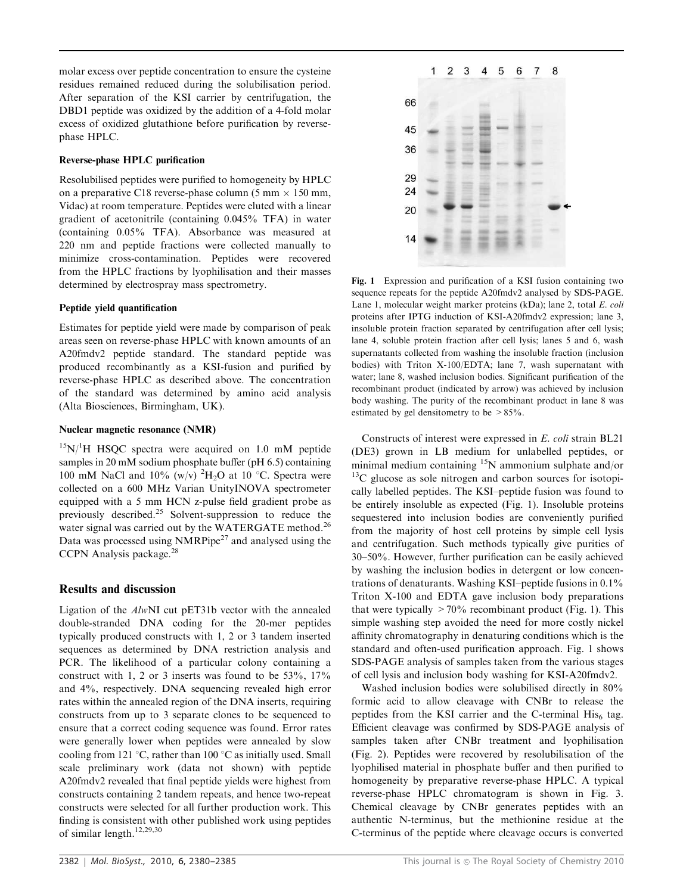molar excess over peptide concentration to ensure the cysteine residues remained reduced during the solubilisation period. After separation of the KSI carrier by centrifugation, the DBD1 peptide was oxidized by the addition of a 4-fold molar excess of oxidized glutathione before purification by reverse-phase HPLC.

### Reverse-phase HPLC purification

Resolubilised peptides were purified to homogeneity by HPLC on a preparative C18 reverse-phase column (5 mm × 150 mm, Vidac) at room temperature. Peptides were eluted with a linear gradient of acetonitrile (containing 0.045% TFA) in water (containing 0.05% TFA). Absorbance was measured at 220 nm and peptide fractions were collected manually to minimize cross-contamination. Peptides were recovered from the HPLC fractions by lyophilisation and their masses determined by electrospray mass spectrometry.

### Peptide yield quantification

Estimates for peptide yield were made by comparison of peak areas seen on reverse-phase HPLC with known amounts of an A20fmdv2 peptide standard. The standard peptide was produced recombinantly as a KSI-fusion and purified by reverse-phase HPLC as described above. The concentration of the standard was determined by amino acid analysis (Alta Biosciences, Birmingham, UK).

### Nuclear magnetic resonance (NMR)

$^{15}N/^{1}H$ HSQC spectra were acquired on 1.0 mM peptide samples in 20 mM sodium phosphate buffer (pH 6.5) containing 100 mM NaCl and 10% (w/v) $^{2}H_2O$ at 10 °C. Spectra were collected on a 600 MHz Varian UnityINOVA spectrometer equipped with a 5 mm HCN z-pulse field gradient probe as previously described.[25] Solvent-suppression to reduce the water signal was carried out by the WATERGATE method.[26] Data was processed using NMRPipe[27] and analysed using the CCPN Analysis package.[28]

## Results and discussion

Ligation of the *Alw*NI cut pET31b vector with the annealed double-stranded DNA coding for the 20-mer peptides typically produced constructs with 1, 2 or 3 tandem inserted sequences as determined by DNA restriction analysis and PCR. The likelihood of a particular colony containing a construct with 1, 2 or 3 inserts was found to be 53%, 17% and 4%, respectively. DNA sequencing revealed high error rates within the annealed region of the DNA inserts, requiring constructs from up to 3 separate clones to be sequenced to ensure that a correct coding sequence was found. Error rates were generally lower when peptides were annealed by slow cooling from 121 °C, rather than 100 °C as initially used. Small scale preliminary work (data not shown) with peptide A20fmdv2 revealed that final peptide yields were highest from constructs containing 2 tandem repeats, and hence two-repeat constructs were selected for all further production work. This finding is consistent with other published work using peptides of similar length.[12,29,30]

**Fig. 1** Expression and purification of a KSI fusion containing two sequence repeats for the peptide A20fmdv2 analysed by SDS-PAGE. Lane 1, molecular weight marker proteins (kDa); lane 2, total *E. coli* proteins after IPTG induction of KSI-A20fmdv2 expression; lane 3, insoluble protein fraction separated by centrifugation after cell lysis; lane 4, soluble protein fraction after cell lysis; lanes 5 and 6, wash supernatants collected from washing the insoluble fraction (inclusion bodies) with Triton X-100/EDTA; lane 7, wash supernatant with water; lane 8, washed inclusion bodies. Significant purification of the recombinant product (indicated by arrow) was achieved by inclusion body washing. The purity of the recombinant product in lane 8 was estimated by gel densitometry to be > 85%.

Constructs of interest were expressed in *E. coli* strain BL21 (DE3) grown in LB medium for unlabelled peptides, or minimal medium containing $^{15}N$ ammonium sulphate and/or $^{13}C$ glucose as sole nitrogen and carbon sources for isotopically labelled peptides. The KSI–peptide fusion was found to be entirely insoluble as expected (Fig. 1). Insoluble proteins sequestered into inclusion bodies are conveniently purified from the majority of host cell proteins by simple cell lysis and centrifugation. Such methods typically give purities of 30–50%. However, further purification can be easily achieved by washing the inclusion bodies in detergent or low concentrations of denaturants. Washing KSI–peptide fusions in 0.1% Triton X-100 and EDTA gave inclusion body preparations that were typically > 70% recombinant product (Fig. 1). This simple washing step avoided the need for more costly nickel affinity chromatography in denaturing conditions which is the standard and often-used purification approach. Fig. 1 shows SDS-PAGE analysis of samples taken from the various stages of cell lysis and inclusion body washing for KSI-A20fmdv2.

Washed inclusion bodies were solubilised directly in 80% formic acid to allow cleavage with CNBr to release the peptides from the KSI carrier and the C-terminal $His_6$ tag. Efficient cleavage was confirmed by SDS-PAGE analysis of samples taken after CNBr treatment and lyophilisation (Fig. 2). Peptides were recovered by resolubilisation of the lyophilised material in phosphate buffer and then purified to homogeneity by preparative reverse-phase HPLC. A typical reverse-phase HPLC chromatogram is shown in Fig. 3. Chemical cleavage by CNBr generates peptides with an authentic N-terminus, but the methionine residue at the C-terminus of the peptide where cleavage occurs is converted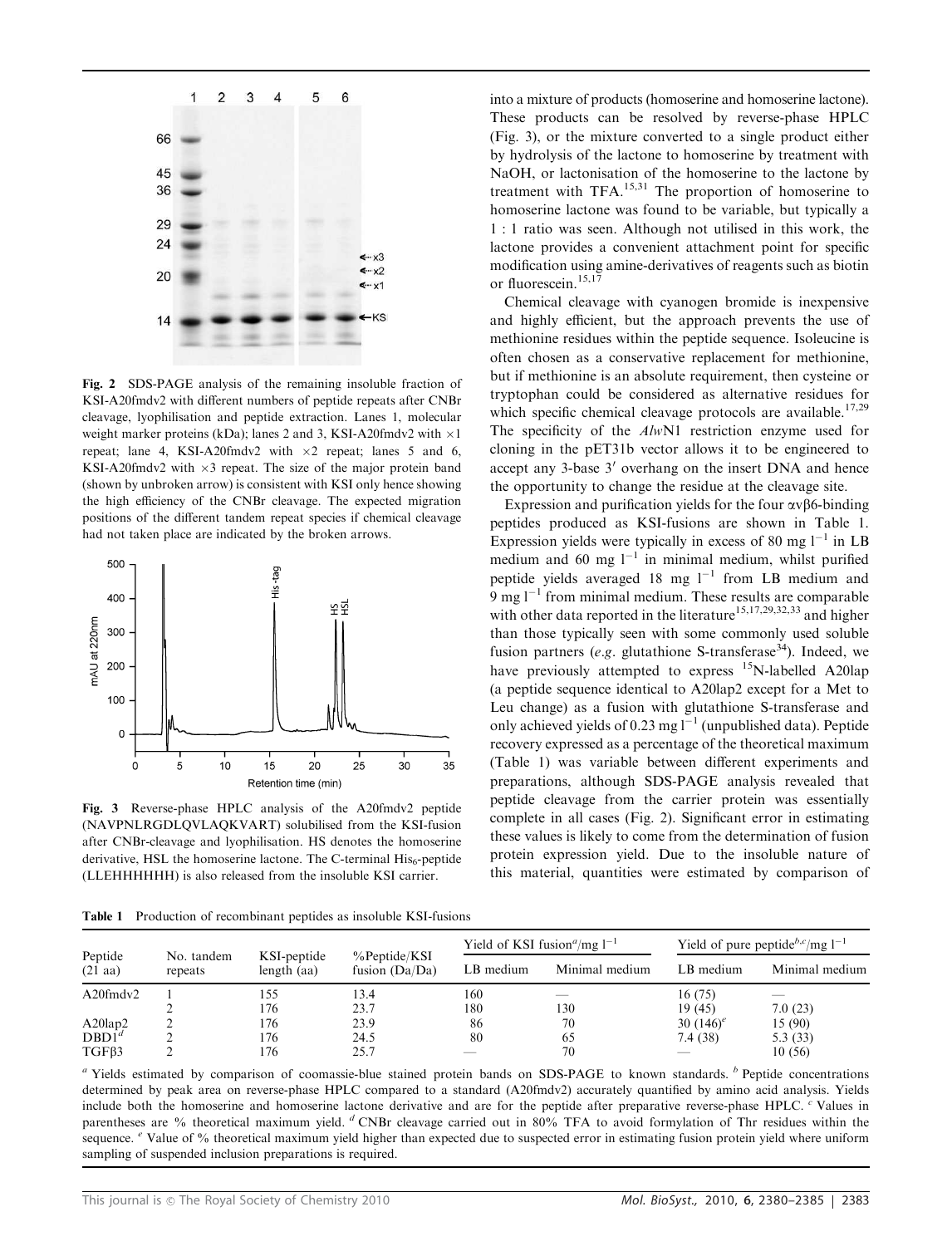Fig. 2 SDS-PAGE analysis of the remaining insoluble fraction of KSI-A20fmdv2 with different numbers of peptide repeats after CNBr cleavage, lyophilisation and peptide extraction. Lanes 1, molecular weight marker proteins (kDa); lanes 2 and 3, KSI-A20fmdv2 with ×1 repeat; lane 4, KSI-A20fmdv2 with ×2 repeat; lanes 5 and 6, KSI-A20fmdv2 with ×3 repeat. The size of the major protein band (shown by unbroken arrow) is consistent with KSI only hence showing the high efficiency of the CNBr cleavage. The expected migration positions of the different tandem repeat species if chemical cleavage had not taken place are indicated by the broken arrows.

Fig. 3 Reverse-phase HPLC analysis of the A20fmdv2 peptide (NAVPNLRGDLQVLAQKVART) solubilised from the KSI-fusion after CNBr-cleavage and lyophilisation. HS denotes the homoserine derivative, HSL the homoserine lactone. The C-terminal $His_6$-peptide (LLEHHHHHH) is also released from the insoluble KSI carrier.

into a mixture of products (homoserine and homoserine lactone). These products can be resolved by reverse-phase HPLC (Fig. 3), or the mixture converted to a single product either by hydrolysis of the lactone to homoserine by treatment with NaOH, or lactonisation of the homoserine to the lactone by treatment with TFA.[15,31] The proportion of homoserine to homoserine lactone was found to be variable, but typically a 1 : 1 ratio was seen. Although not utilised in this work, the lactone provides a convenient attachment point for specific modification using amine-derivatives of reagents such as biotin or fluorescein.[15,17]

Chemical cleavage with cyanogen bromide is inexpensive and highly efficient, but the approach prevents the use of methionine residues within the peptide sequence. Isoleucine is often chosen as a conservative replacement for methionine, but if methionine is an absolute requirement, then cysteine or tryptophan could be considered as alternative residues for which specific chemical cleavage protocols are available.[17,29] The specificity of the *Alw*N1 restriction enzyme used for cloning in the pET31b vector allows it to be engineered to accept any 3-base 3′ overhang on the insert DNA and hence the opportunity to change the residue at the cleavage site.

Expression and purification yields for the four αvβ6-binding peptides produced as KSI-fusions are shown in Table 1. Expression yields were typically in excess of 80 mg $l^{-1}$ in LB medium and 60 mg $l^{-1}$ in minimal medium, whilst purified peptide yields averaged 18 mg $l^{-1}$ from LB medium and 9 mg $l^{-1}$ from minimal medium. These results are comparable with other data reported in the literature[15,17,29,32,33] and higher than those typically seen with some commonly used soluble fusion partners (*e.g.* glutathione S-transferase[34]). Indeed, we have previously attempted to express $^{15}N$-labelled A20lap (a peptide sequence identical to A20lap2 except for a Met to Leu change) as a fusion with glutathione S-transferase and only achieved yields of 0.23 mg $l^{-1}$ (unpublished data). Peptide recovery expressed as a percentage of the theoretical maximum (Table 1) was variable between different experiments and preparations, although SDS-PAGE analysis revealed that peptide cleavage from the carrier protein was essentially complete in all cases (Fig. 2). Significant error in estimating these values is likely to come from the determination of fusion protein expression yield. Due to the insoluble nature of this material, quantities were estimated by comparison of

**Table 1** Production of recombinant peptides as insoluble KSI-fusions

| Peptide (21 aa) | No. tandem repeats | KSI-peptide length (aa) | %Peptide/KSI fusion (Da/Da) | Yield of KSI fusion[a]/mg $l^{-1}$ | | Yield of pure peptide[b,c]/mg $l^{-1}$ | |
|---|---|---|---|---|---|---|---|
| | | | | LB medium | Minimal medium | LB medium | Minimal medium |
| A20fmdv2 | 1 | 155 | 13.4 | 160 | — | 16 (75) | — |
| | 2 | 176 | 23.7 | 180 | 130 | 19 (45) | 7.0 (23) |
| A20lap2 | 2 | 176 | 23.9 | 86 | 70 | 30 (146)[e] | 15 (90) |
| DBD1[d] | 2 | 176 | 24.5 | 80 | 65 | 7.4 (38) | 5.3 (33) |
| TGFβ3 | 2 | 176 | 25.7 | — | 70 | — | 10 (56) |

[a] Yields estimated by comparison of coomassie-blue stained protein bands on SDS-PAGE to known standards. [b] Peptide concentrations determined by peak area on reverse-phase HPLC compared to a standard (A20fmdv2) accurately quantified by amino acid analysis. Yields include both the homoserine and homoserine lactone derivative and are for the peptide after preparative reverse-phase HPLC. [c] Values in parentheses are % theoretical maximum yield. [d] CNBr cleavage carried out in 80% TFA to avoid formylation of Thr residues within the sequence. [e] Value of % theoretical maximum yield higher than expected due to suspected error in estimating fusion protein yield where uniform sampling of suspended inclusion preparations is required.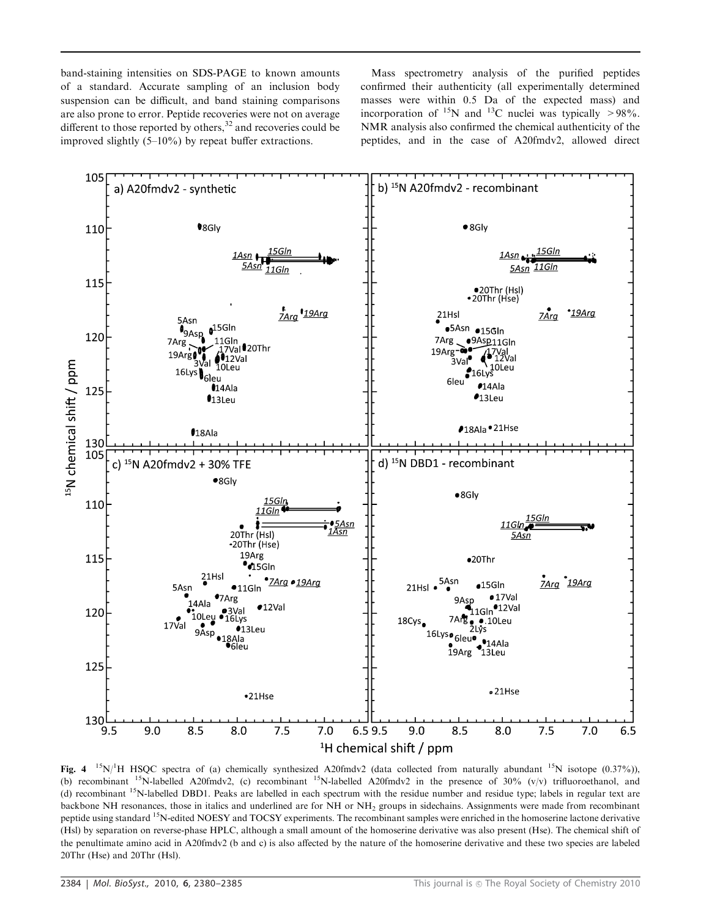band-staining intensities on SDS-PAGE to known amounts of a standard. Accurate sampling of an inclusion body suspension can be difficult, and band staining comparisons are also prone to error. Peptide recoveries were not on average different to those reported by others,[32] and recoveries could be improved slightly (5–10%) by repeat buffer extractions.

Mass spectrometry analysis of the purified peptides confirmed their authenticity (all experimentally determined masses were within 0.5 Da of the expected mass) and incorporation of $^{15}N$ and $^{13}C$ nuclei was typically >98%. NMR analysis also confirmed the chemical authenticity of the peptides, and in the case of A20fmdv2, allowed direct

**Fig. 4** $^{15}N/^{1}H$ HSQC spectra of (a) chemically synthesized A20fmdv2 (data collected from naturally abundant $^{15}N$ isotope (0.37%)), (b) recombinant $^{15}N$-labelled A20fmdv2, (c) recombinant $^{15}N$-labelled A20fmdv2 in the presence of 30% (v/v) trifluoroethanol, and (d) recombinant $^{15}N$-labelled DBD1. Peaks are labelled in each spectrum with the residue number and residue type; labels in regular text are backbone NH resonances, those in italics and underlined are for NH or $NH_2$ groups in sidechains. Assignments were made from recombinant peptide using standard $^{15}N$-edited NOESY and TOCSY experiments. The recombinant samples were enriched in the homoserine lactone derivative (Hsl) by separation on reverse-phase HPLC, although a small amount of the homoserine derivative was also present (Hse). The chemical shift of the penultimate amino acid in A20fmdv2 (b and c) is also affected by the nature of the homoserine derivative and these two species are labeled 20Thr (Hse) and 20Thr (Hsl).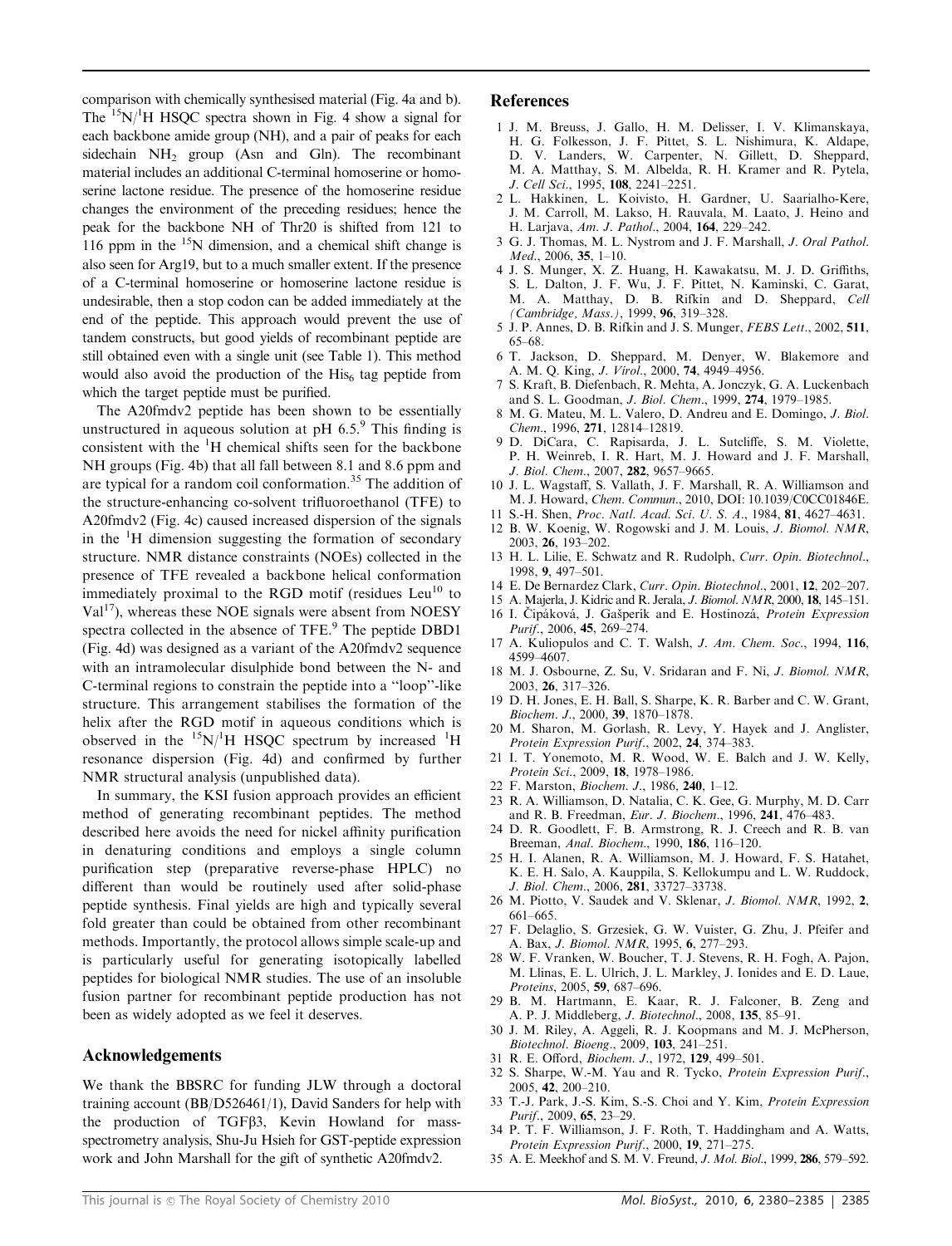comparison with chemically synthesised material (Fig. 4a and b). The $^{15}N/^{1}H$ HSQC spectra shown in Fig. 4 show a signal for each backbone amide group (NH), and a pair of peaks for each sidechain $NH_2$ group (Asn and Gln). The recombinant material includes an additional C-terminal homoserine or homoserine lactone residue. The presence of the homoserine residue changes the environment of the preceding residues; hence the peak for the backbone NH of Thr20 is shifted from 121 to 116 ppm in the $^{15}N$ dimension, and a chemical shift change is also seen for Arg19, but to a much smaller extent. If the presence of a C-terminal homoserine or homoserine lactone residue is undesirable, then a stop codon can be added immediately at the end of the peptide. This approach would prevent the use of tandem constructs, but good yields of recombinant peptide are still obtained even with a single unit (see Table 1). This method would also avoid the production of the $His_6$ tag peptide from which the target peptide must be purified.

The A20fmdv2 peptide has been shown to be essentially unstructured in aqueous solution at pH 6.5.[9] This finding is consistent with the $^{1}H$ chemical shifts seen for the backbone NH groups (Fig. 4b) that all fall between 8.1 and 8.6 ppm and are typical for a random coil conformation.[35] The addition of the structure-enhancing co-solvent trifluoroethanol (TFE) to A20fmdv2 (Fig. 4c) caused increased dispersion of the signals in the $^{1}H$ dimension suggesting the formation of secondary structure. NMR distance constraints (NOEs) collected in the presence of TFE revealed a backbone helical conformation immediately proximal to the RGD motif (residues $Leu^{10}$ to $Val^{17}$), whereas these NOE signals were absent from NOESY spectra collected in the absence of TFE.[9] The peptide DBD1 (Fig. 4d) was designed as a variant of the A20fmdv2 sequence with an intramolecular disulphide bond between the N- and C-terminal regions to constrain the peptide into a "loop"-like structure. This arrangement stabilises the formation of the helix after the RGD motif in aqueous conditions which is observed in the $^{15}N/^{1}H$ HSQC spectrum by increased $^{1}H$ resonance dispersion (Fig. 4d) and confirmed by further NMR structural analysis (unpublished data).

In summary, the KSI fusion approach provides an efficient method of generating recombinant peptides. The method described here avoids the need for nickel affinity purification in denaturing conditions and employs a single column purification step (preparative reverse-phase HPLC) no different than would be routinely used after solid-phase peptide synthesis. Final yields are high and typically several fold greater than could be obtained from other recombinant methods. Importantly, the protocol allows simple scale-up and is particularly useful for generating isotopically labelled peptides for biological NMR studies. The use of an insoluble fusion partner for recombinant peptide production has not been as widely adopted as we feel it deserves.

## Acknowledgements

We thank the BBSRC for funding JLW through a doctoral training account (BB/D526461/1), David Sanders for help with the production of TGFβ3, Kevin Howland for mass-spectrometry analysis, Shu-Ju Hsieh for GST-peptide expression work and John Marshall for the gift of synthetic A20fmdv2.

## References

1 J. M. Breuss, J. Gallo, H. M. Delisser, I. V. Klimanskaya, H. G. Folkesson, J. F. Pittet, S. L. Nishimura, K. Aldape, D. V. Landers, W. Carpenter, N. Gillett, D. Sheppard, M. A. Matthay, S. M. Albelda, R. H. Kramer and R. Pytela, *J. Cell Sci.*, 1995, **108**, 2241–2251.
2 L. Hakkinen, L. Koivisto, H. Gardner, U. Saarialho-Kere, J. M. Carroll, M. Lakso, H. Rauvala, M. Laato, J. Heino and H. Larjava, *Am. J. Pathol.*, 2004, **164**, 229–242.
3 G. J. Thomas, M. L. Nystrom and J. F. Marshall, *J. Oral Pathol. Med.*, 2006, **35**, 1–10.
4 J. S. Munger, X. Z. Huang, H. Kawakatsu, M. J. D. Griffiths, S. L. Dalton, J. F. Wu, J. F. Pittet, N. Kaminski, C. Garat, M. A. Matthay, D. B. Rifkin and D. Sheppard, *Cell (Cambridge, Mass.)*, 1999, **96**, 319–328.
5 J. P. Annes, D. B. Rifkin and J. S. Munger, *FEBS Lett.*, 2002, **511**, 65–68.
6 T. Jackson, D. Sheppard, M. Denyer, W. Blakemore and A. M. Q. King, *J. Virol.*, 2000, **74**, 4949–4956.
7 S. Kraft, B. Diefenbach, R. Mehta, A. Jonczyk, G. A. Luckenbach and S. L. Goodman, *J. Biol. Chem.*, 1999, **274**, 1979–1985.
8 M. G. Mateu, M. L. Valero, D. Andreu and E. Domingo, *J. Biol. Chem.*, 1996, **271**, 12814–12819.
9 D. DiCara, C. Rapisarda, J. L. Sutcliffe, S. M. Violette, P. H. Weinreb, I. R. Hart, M. J. Howard and J. F. Marshall, *J. Biol. Chem.*, 2007, **282**, 9657–9665.
10 J. L. Wagstaff, S. Vallath, J. F. Marshall, R. A. Williamson and M. J. Howard, *Chem. Commun.*, 2010, DOI: 10.1039/C0CC01846E.
11 S.-H. Shen, *Proc. Natl. Acad. Sci. U. S. A.*, 1984, **81**, 4627–4631.
12 B. W. Koenig, W. Rogowski and J. M. Louis, *J. Biomol. NMR*, 2003, **26**, 193–202.
13 H. L. Lilie, E. Schwatz and R. Rudolph, *Curr. Opin. Biotechnol.*, 1998, **9**, 497–501.
14 E. De Bernardez Clark, *Curr. Opin. Biotechnol.*, 2001, **12**, 202–207.
15 A. Majerla, J. Kidric and R. Jerala, *J. Biomol. NMR*, 2000, **18**, 145–151.
16 I. Čipáková, J. Gašperík and E. Hostinozá, *Protein Expression Purif.*, 2006, **45**, 269–274.
17 A. Kuliopulos and C. T. Walsh, *J. Am. Chem. Soc.*, 1994, **116**, 4599–4607.
18 M. J. Osbourne, Z. Su, V. Sridaran and F. Ni, *J. Biomol. NMR*, 2003, **26**, 317–326.
19 D. H. Jones, E. H. Ball, S. Sharpe, K. R. Barber and C. W. Grant, *Biochem. J.*, 2000, **39**, 1870–1878.
20 M. Sharon, M. Gorlash, R. Levy, Y. Hayek and J. Anglister, *Protein Expression Purif.*, 2002, **24**, 374–383.
21 I. T. Yonemoto, M. R. Wood, W. E. Balch and J. W. Kelly, *Protein Sci.*, 2009, **18**, 1978–1986.
22 F. Marston, *Biochem. J.*, 1986, **240**, 1–12.
23 R. A. Williamson, D. Natalia, C. K. Gee, G. Murphy, M. D. Carr and R. B. Freedman, *Eur. J. Biochem.*, 1996, **241**, 476–483.
24 D. R. Goodlett, F. B. Armstrong, R. J. Creech and R. B. van Breeman, *Anal. Biochem.*, 1990, **186**, 116–120.
25 H. I. Alanen, R. A. Williamson, M. J. Howard, F. S. Hatahet, K. E. H. Salo, A. Kauppila, S. Kellokumpu and L. W. Ruddock, *J. Biol. Chem.*, 2006, **281**, 33727–33738.
26 M. Piotto, V. Saudek and V. Sklenar, *J. Biomol. NMR*, 1992, **2**, 661–665.
27 F. Delaglio, S. Grzesiek, G. W. Vuister, G. Zhu, J. Pfeifer and A. Bax, *J. Biomol. NMR*, 1995, **6**, 277–293.
28 W. F. Vranken, W. Boucher, T. J. Stevens, R. H. Fogh, A. Pajon, M. Llinas, E. L. Ulrich, J. L. Markley, J. Ionides and E. D. Laue, *Proteins*, 2005, **59**, 687–696.
29 B. M. Hartmann, E. Kaar, R. J. Falconer, B. Zeng and A. P. J. Middleberg, *J. Biotechnol.*, 2008, **135**, 85–91.
30 J. M. Riley, A. Aggeli, R. J. Koopmans and M. J. McPherson, *Biotechnol. Bioeng.*, 2009, **103**, 241–251.
31 R. E. Offord, *Biochem. J.*, 1972, **129**, 499–501.
32 S. Sharpe, W.-M. Yau and R. Tycko, *Protein Expression Purif.*, 2005, **42**, 200–210.
33 T.-J. Park, J.-S. Kim, S.-S. Choi and Y. Kim, *Protein Expression Purif.*, 2009, **65**, 23–29.
34 P. T. F. Williamson, J. F. Roth, T. Haddingham and A. Watts, *Protein Expression Purif.*, 2000, **19**, 271–275.
35 A. E. Meekhof and S. M. V. Freund, *J. Mol. Biol.*, 1999, **286**, 579–592.